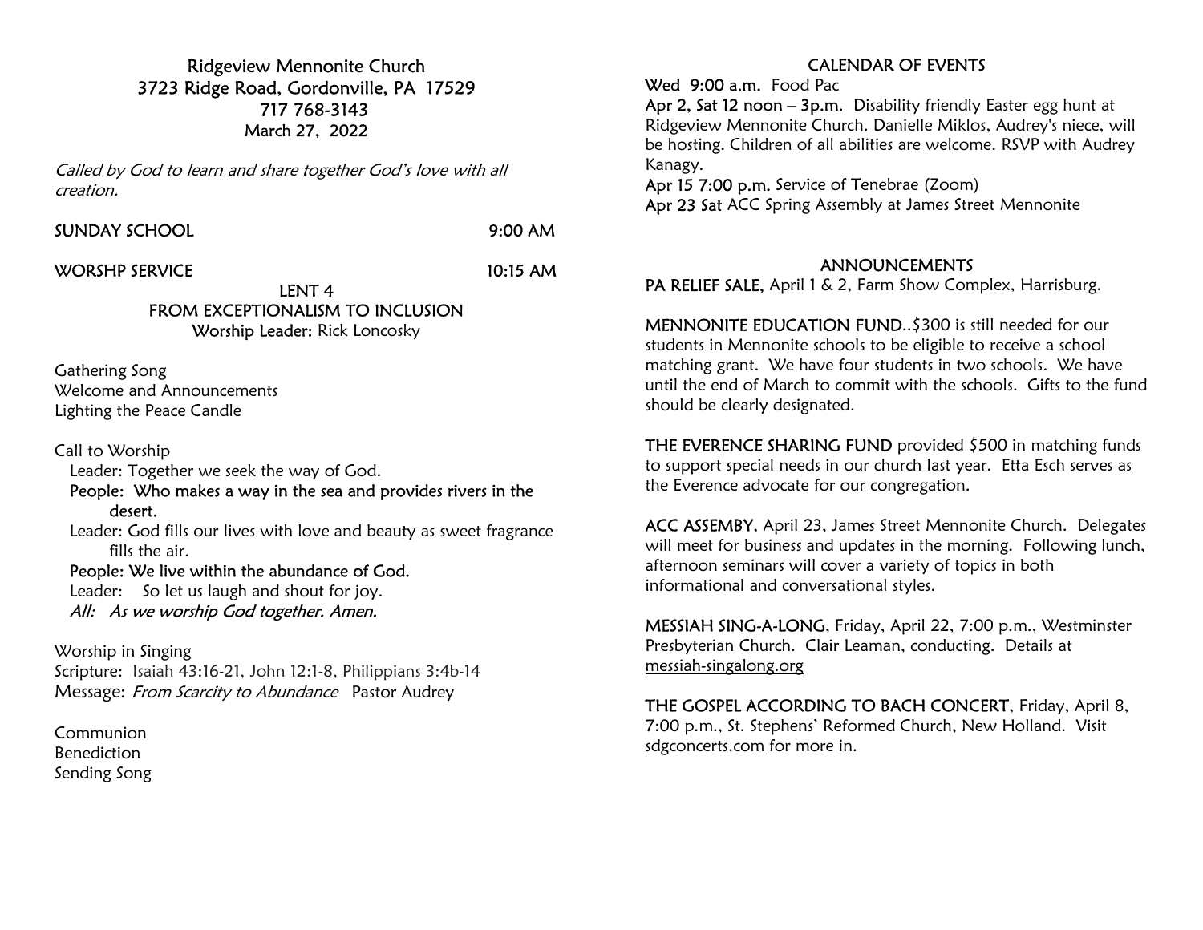# Ridgeview Mennonite Church

3723 Ridge Road, Gordonville, PA 17529
717 768-3143
March 27, 2022

*Called by God to learn and share together God's love with all creation.*

SUNDAY SCHOOL 9:00 AM

WORSHP SERVICE 10:15 AM

## LENT 4
## FROM EXCEPTIONALISM TO INCLUSION

**Worship Leader:** Rick Loncosky

Gathering Song
Welcome and Announcements
Lighting the Peace Candle

Call to Worship

Leader: Together we seek the way of God.
**People: Who makes a way in the sea and provides rivers in the desert.**
Leader: God fills our lives with love and beauty as sweet fragrance fills the air.
**People: We live within the abundance of God.**
Leader: So let us laugh and shout for joy.
*All: As we worship God together. Amen.*

Worship in Singing
Scripture: Isaiah 43:16-21, John 12:1-8, Philippians 3:4b-14
Message: *From Scarcity to Abundance* Pastor Audrey

Communion
Benediction
Sending Song

## CALENDAR OF EVENTS

**Wed 9:00 a.m.** Food Pac
**Apr 2, Sat 12 noon – 3p.m.** Disability friendly Easter egg hunt at Ridgeview Mennonite Church. Danielle Miklos, Audrey's niece, will be hosting. Children of all abilities are welcome. RSVP with Audrey Kanagy.
**Apr 15 7:00 p.m.** Service of Tenebrae (Zoom)
**Apr 23 Sat** ACC Spring Assembly at James Street Mennonite

## ANNOUNCEMENTS

**PA RELIEF SALE,** April 1 & 2, Farm Show Complex, Harrisburg.

**MENNONITE EDUCATION FUND**..$300 is still needed for our students in Mennonite schools to be eligible to receive a school matching grant. We have four students in two schools. We have until the end of March to commit with the schools. Gifts to the fund should be clearly designated.

**THE EVERENCE SHARING FUND** provided $500 in matching funds to support special needs in our church last year. Etta Esch serves as the Everence advocate for our congregation.

**ACC ASSEMBY**, April 23, James Street Mennonite Church. Delegates will meet for business and updates in the morning. Following lunch, afternoon seminars will cover a variety of topics in both informational and conversational styles.

**MESSIAH SING-A-LONG**, Friday, April 22, 7:00 p.m., Westminster Presbyterian Church. Clair Leaman, conducting. Details at messiah-singalong.org

**THE GOSPEL ACCORDING TO BACH CONCERT**, Friday, April 8, 7:00 p.m., St. Stephens' Reformed Church, New Holland. Visit sdgconcerts.com for more in.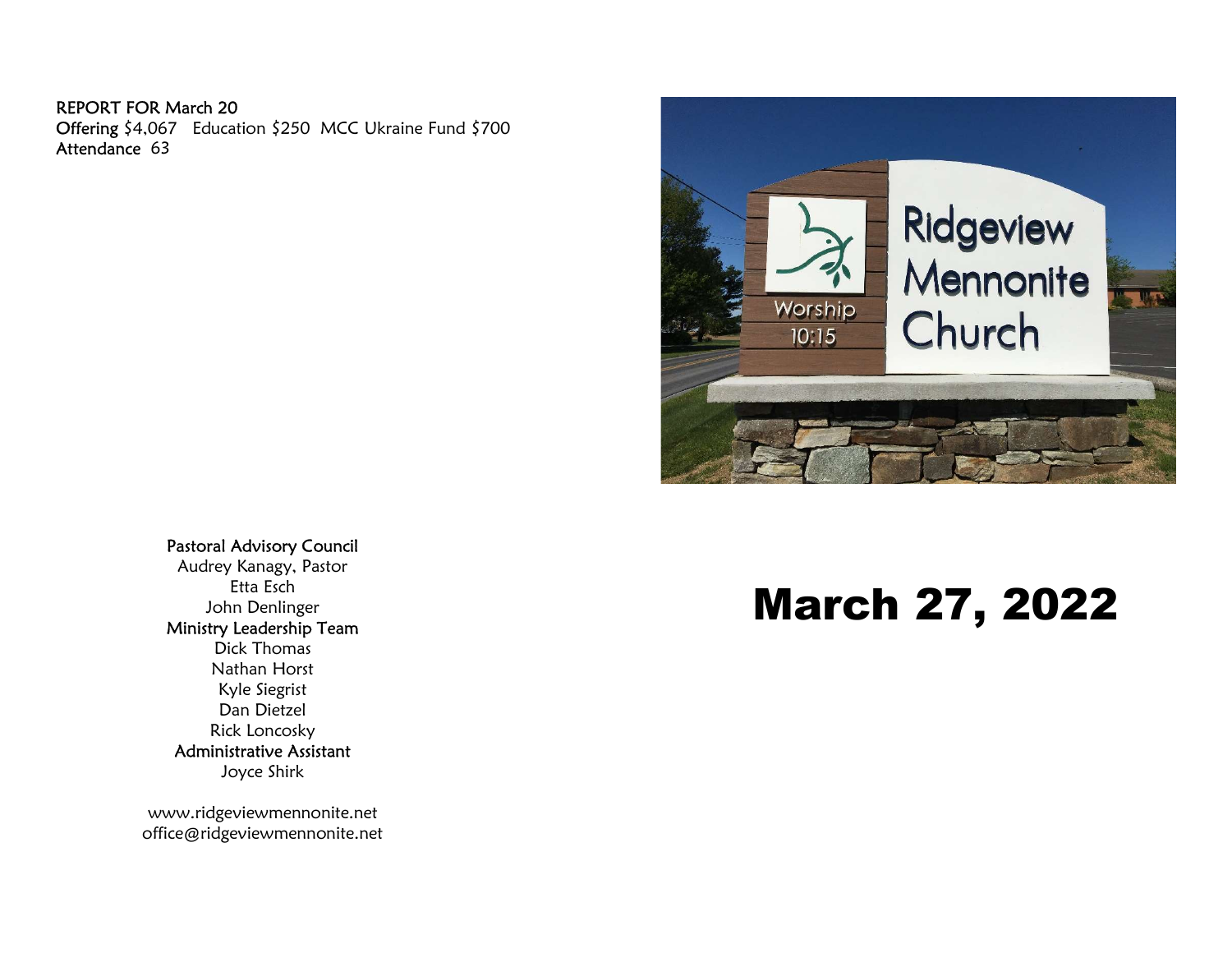REPORT FOR March 20

Offering $4,067 Education $250 MCC Ukraine Fund $700

Attendance 63

**Pastoral Advisory Council**

Audrey Kanagy, Pastor

Etta Esch

John Denlinger

**Ministry Leadership Team**

Dick Thomas

Nathan Horst

Kyle Siegrist

Dan Dietzel

Rick Loncosky

**Administrative Assistant**

Joyce Shirk

www.ridgeviewmennonite.net

office@ridgeviewmennonite.net

# March 27, 2022